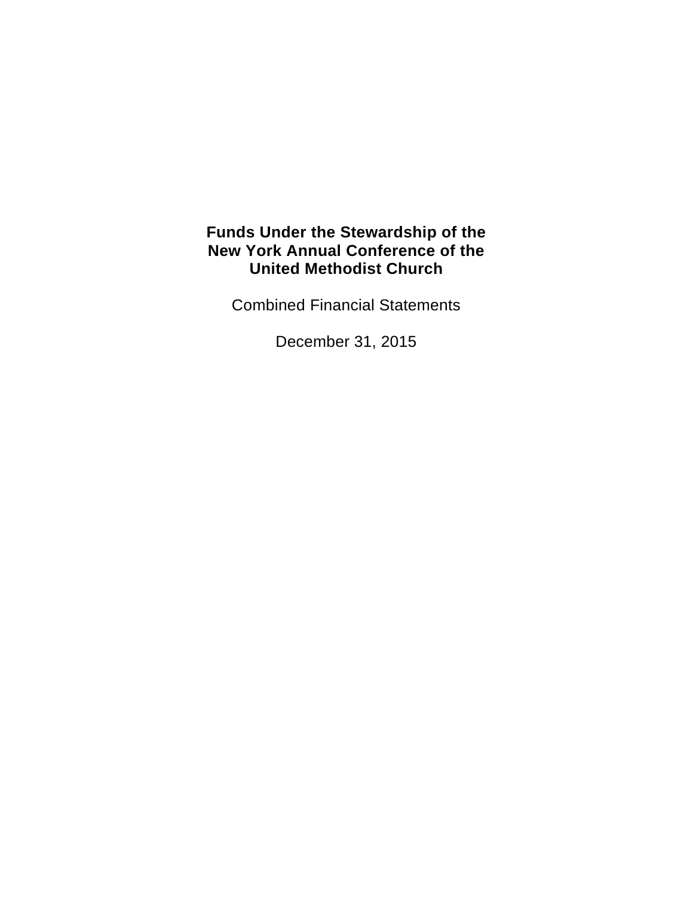# Funds Under the Stewardship of the New York Annual Conference of the United Methodist Church

Combined Financial Statements

December 31, 2015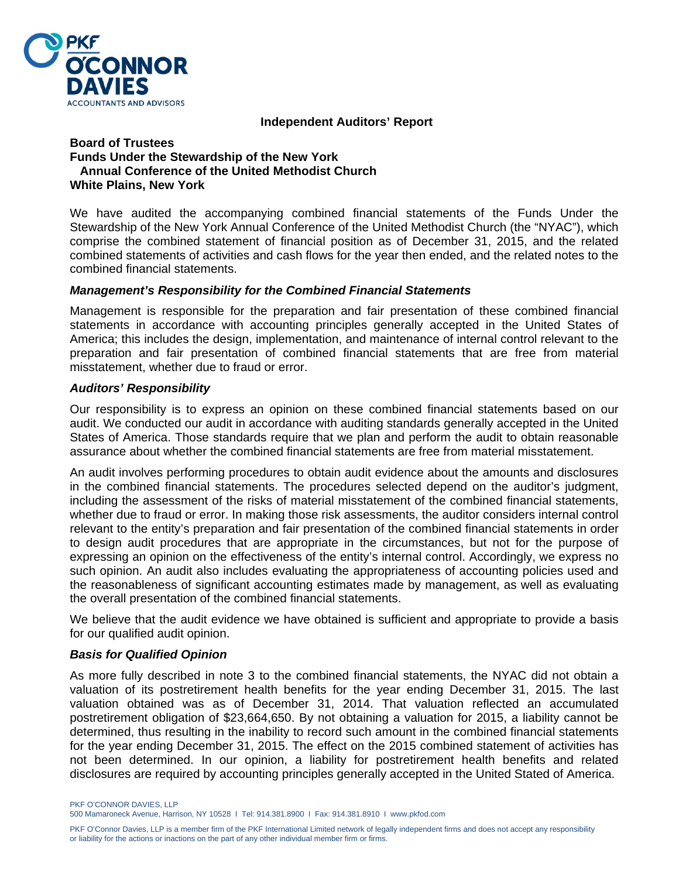## Independent Auditors' Report

**Board of Trustees**
**Funds Under the Stewardship of the New York Annual Conference of the United Methodist Church**
**White Plains, New York**

We have audited the accompanying combined financial statements of the Funds Under the Stewardship of the New York Annual Conference of the United Methodist Church (the "NYAC"), which comprise the combined statement of financial position as of December 31, 2015, and the related combined statements of activities and cash flows for the year then ended, and the related notes to the combined financial statements.

### *Management's Responsibility for the Combined Financial Statements*

Management is responsible for the preparation and fair presentation of these combined financial statements in accordance with accounting principles generally accepted in the United States of America; this includes the design, implementation, and maintenance of internal control relevant to the preparation and fair presentation of combined financial statements that are free from material misstatement, whether due to fraud or error.

### *Auditors' Responsibility*

Our responsibility is to express an opinion on these combined financial statements based on our audit. We conducted our audit in accordance with auditing standards generally accepted in the United States of America. Those standards require that we plan and perform the audit to obtain reasonable assurance about whether the combined financial statements are free from material misstatement.

An audit involves performing procedures to obtain audit evidence about the amounts and disclosures in the combined financial statements. The procedures selected depend on the auditor's judgment, including the assessment of the risks of material misstatement of the combined financial statements, whether due to fraud or error. In making those risk assessments, the auditor considers internal control relevant to the entity's preparation and fair presentation of the combined financial statements in order to design audit procedures that are appropriate in the circumstances, but not for the purpose of expressing an opinion on the effectiveness of the entity's internal control. Accordingly, we express no such opinion. An audit also includes evaluating the appropriateness of accounting policies used and the reasonableness of significant accounting estimates made by management, as well as evaluating the overall presentation of the combined financial statements.

We believe that the audit evidence we have obtained is sufficient and appropriate to provide a basis for our qualified audit opinion.

### *Basis for Qualified Opinion*

As more fully described in note 3 to the combined financial statements, the NYAC did not obtain a valuation of its postretirement health benefits for the year ending December 31, 2015. The last valuation obtained was as of December 31, 2014. That valuation reflected an accumulated postretirement obligation of $23,664,650. By not obtaining a valuation for 2015, a liability cannot be determined, thus resulting in the inability to record such amount in the combined financial statements for the year ending December 31, 2015. The effect on the 2015 combined statement of activities has not been determined. In our opinion, a liability for postretirement health benefits and related disclosures are required by accounting principles generally accepted in the United Stated of America.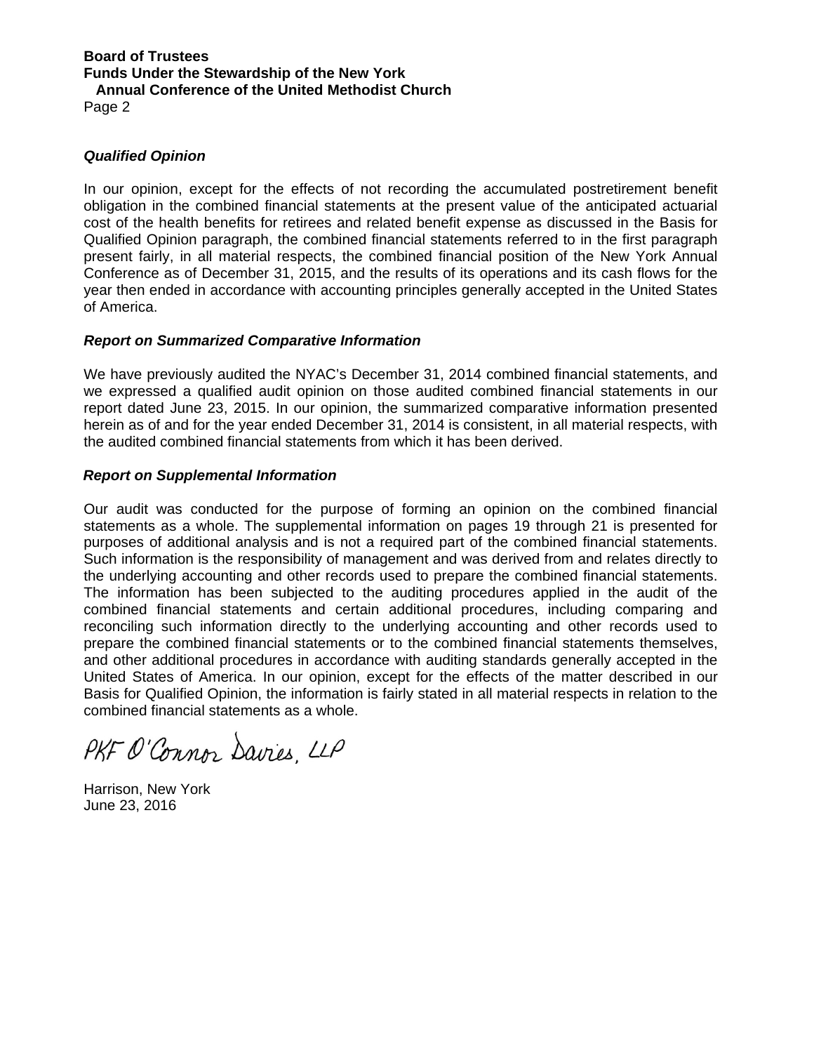Board of Trustees
Funds Under the Stewardship of the New York
Annual Conference of the United Methodist Church

### *Qualified Opinion*

In our opinion, except for the effects of not recording the accumulated postretirement benefit obligation in the combined financial statements at the present value of the anticipated actuarial cost of the health benefits for retirees and related benefit expense as discussed in the Basis for Qualified Opinion paragraph, the combined financial statements referred to in the first paragraph present fairly, in all material respects, the combined financial position of the New York Annual Conference as of December 31, 2015, and the results of its operations and its cash flows for the year then ended in accordance with accounting principles generally accepted in the United States of America.

### *Report on Summarized Comparative Information*

We have previously audited the NYAC's December 31, 2014 combined financial statements, and we expressed a qualified audit opinion on those audited combined financial statements in our report dated June 23, 2015. In our opinion, the summarized comparative information presented herein as of and for the year ended December 31, 2014 is consistent, in all material respects, with the audited combined financial statements from which it has been derived.

### *Report on Supplemental Information*

Our audit was conducted for the purpose of forming an opinion on the combined financial statements as a whole. The supplemental information on pages 19 through 21 is presented for purposes of additional analysis and is not a required part of the combined financial statements. Such information is the responsibility of management and was derived from and relates directly to the underlying accounting and other records used to prepare the combined financial statements. The information has been subjected to the auditing procedures applied in the audit of the combined financial statements and certain additional procedures, including comparing and reconciling such information directly to the underlying accounting and other records used to prepare the combined financial statements or to the combined financial statements themselves, and other additional procedures in accordance with auditing standards generally accepted in the United States of America. In our opinion, except for the effects of the matter described in our Basis for Qualified Opinion, the information is fairly stated in all material respects in relation to the combined financial statements as a whole.

PKF O'Connor Davies, LLP

Harrison, New York
June 23, 2016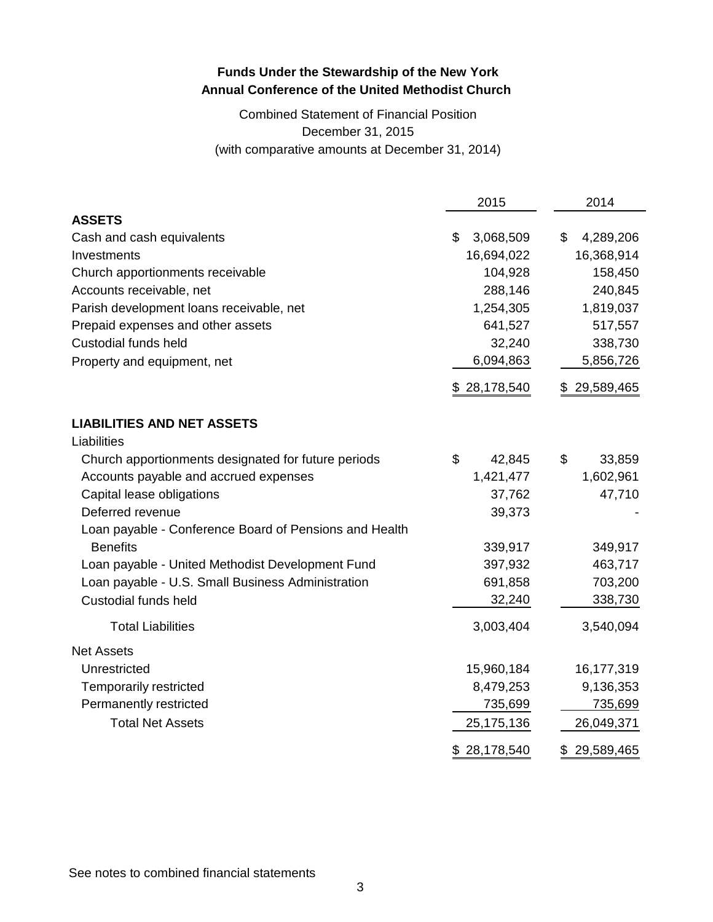**Funds Under the Stewardship of the New York Annual Conference of the United Methodist Church**

Combined Statement of Financial Position
December 31, 2015
(with comparative amounts at December 31, 2014)

| | 2015 | 2014 |
|---|---|---|
| **ASSETS** | | |
| Cash and cash equivalents | $ 3,068,509 | $ 4,289,206 |
| Investments | 16,694,022 | 16,368,914 |
| Church apportionments receivable | 104,928 | 158,450 |
| Accounts receivable, net | 288,146 | 240,845 |
| Parish development loans receivable, net | 1,254,305 | 1,819,037 |
| Prepaid expenses and other assets | 641,527 | 517,557 |
| Custodial funds held | 32,240 | 338,730 |
| Property and equipment, net | 6,094,863 | 5,856,726 |
| | $ 28,178,540 | $ 29,589,465 |
| **LIABILITIES AND NET ASSETS** | | |
| Liabilities | | |
| Church apportionments designated for future periods | $ 42,845 | $ 33,859 |
| Accounts payable and accrued expenses | 1,421,477 | 1,602,961 |
| Capital lease obligations | 37,762 | 47,710 |
| Deferred revenue | 39,373 | - |
| Loan payable - Conference Board of Pensions and Health Benefits | 339,917 | 349,917 |
| Loan payable - United Methodist Development Fund | 397,932 | 463,717 |
| Loan payable - U.S. Small Business Administration | 691,858 | 703,200 |
| Custodial funds held | 32,240 | 338,730 |
| Total Liabilities | 3,003,404 | 3,540,094 |
| Net Assets | | |
| Unrestricted | 15,960,184 | 16,177,319 |
| Temporarily restricted | 8,479,253 | 9,136,353 |
| Permanently restricted | 735,699 | 735,699 |
| Total Net Assets | 25,175,136 | 26,049,371 |
| | $ 28,178,540 | $ 29,589,465 |

See notes to combined financial statements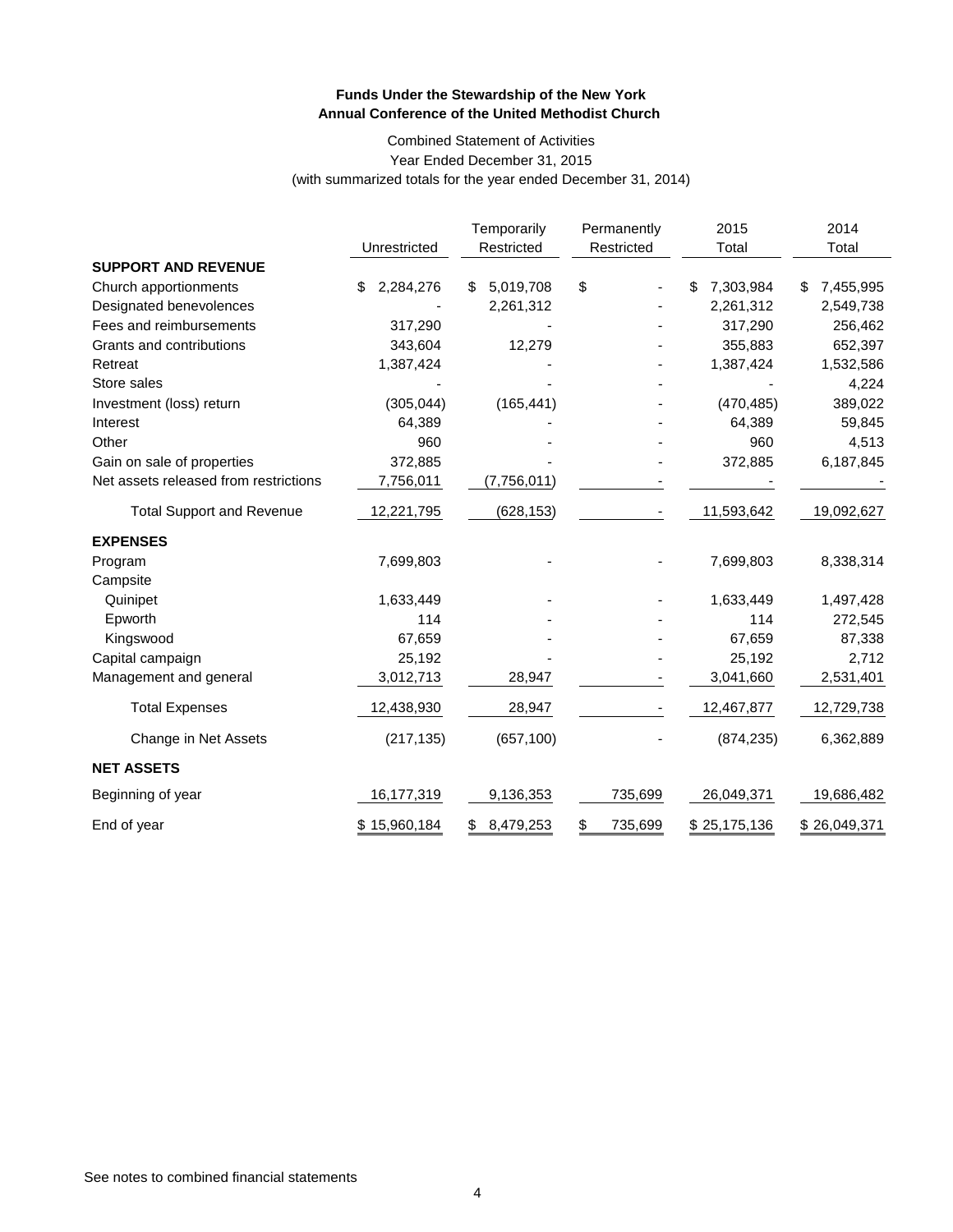**Funds Under the Stewardship of the New York Annual Conference of the United Methodist Church**

Combined Statement of Activities
Year Ended December 31, 2015
(with summarized totals for the year ended December 31, 2014)

| | Unrestricted | Temporarily Restricted | Permanently Restricted | 2015 Total | 2014 Total |
|---|---|---|---|---|---|
| **SUPPORT AND REVENUE** | | | | | |
| Church apportionments | $ 2,284,276 | $ 5,019,708 | $ - | $ 7,303,984 | $ 7,455,995 |
| Designated benevolences | - | 2,261,312 | - | 2,261,312 | 2,549,738 |
| Fees and reimbursements | 317,290 | - | - | 317,290 | 256,462 |
| Grants and contributions | 343,604 | 12,279 | - | 355,883 | 652,397 |
| Retreat | 1,387,424 | - | - | 1,387,424 | 1,532,586 |
| Store sales | - | - | - | - | 4,224 |
| Investment (loss) return | (305,044) | (165,441) | - | (470,485) | 389,022 |
| Interest | 64,389 | - | - | 64,389 | 59,845 |
| Other | 960 | - | - | 960 | 4,513 |
| Gain on sale of properties | 372,885 | - | - | 372,885 | 6,187,845 |
| Net assets released from restrictions | 7,756,011 | (7,756,011) | - | - | - |
| Total Support and Revenue | 12,221,795 | (628,153) | - | 11,593,642 | 19,092,627 |
| **EXPENSES** | | | | | |
| Program | 7,699,803 | - | - | 7,699,803 | 8,338,314 |
| Campsite | | | | | |
| Quinipet | 1,633,449 | - | - | 1,633,449 | 1,497,428 |
| Epworth | 114 | - | - | 114 | 272,545 |
| Kingswood | 67,659 | - | - | 67,659 | 87,338 |
| Capital campaign | 25,192 | - | - | 25,192 | 2,712 |
| Management and general | 3,012,713 | 28,947 | - | 3,041,660 | 2,531,401 |
| Total Expenses | 12,438,930 | 28,947 | - | 12,467,877 | 12,729,738 |
| Change in Net Assets | (217,135) | (657,100) | - | (874,235) | 6,362,889 |
| **NET ASSETS** | | | | | |
| Beginning of year | 16,177,319 | 9,136,353 | 735,699 | 26,049,371 | 19,686,482 |
| End of year | $ 15,960,184 | $ 8,479,253 | $ 735,699 | $ 25,175,136 | $ 26,049,371 |

See notes to combined financial statements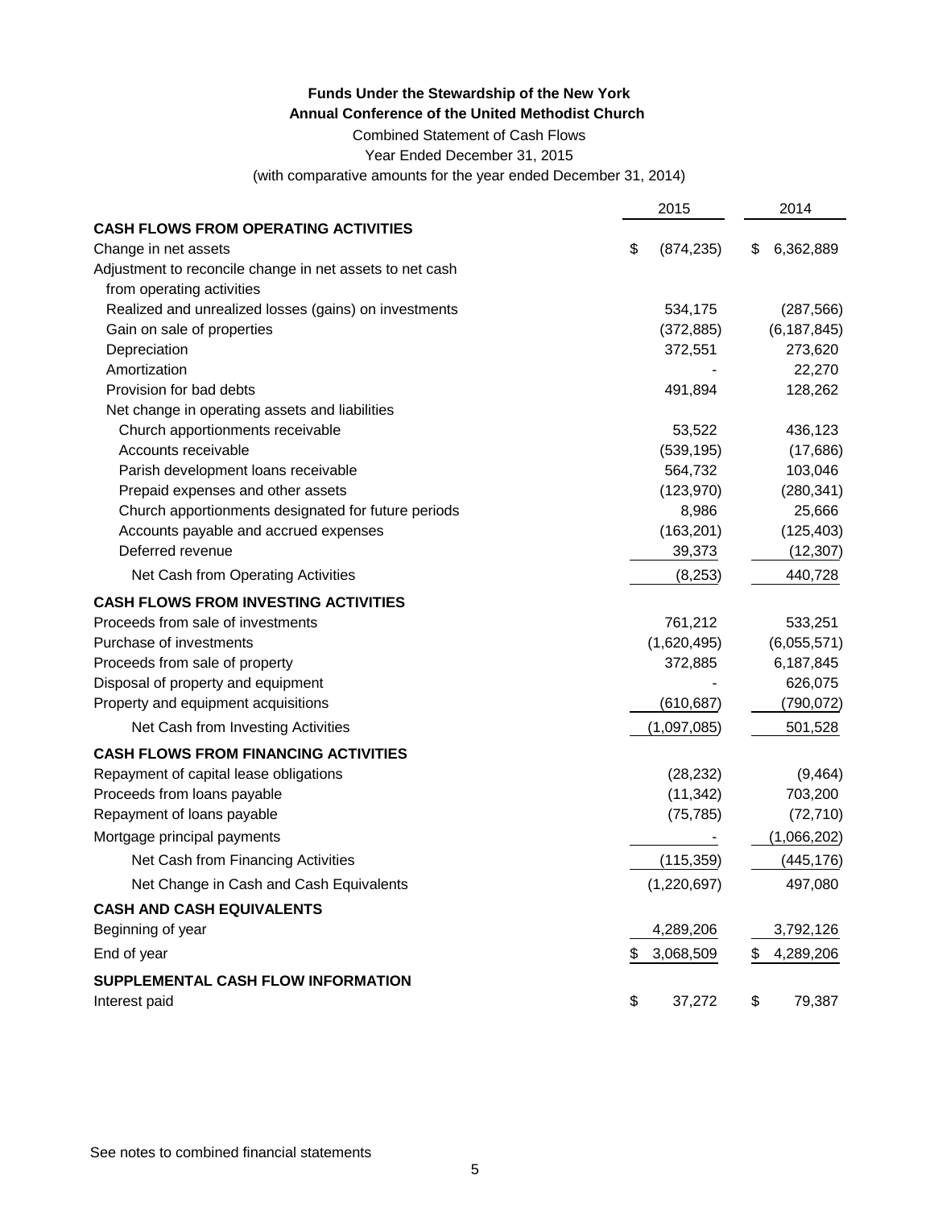**Funds Under the Stewardship of the New York**
**Annual Conference of the United Methodist Church**

Combined Statement of Cash Flows

Year Ended December 31, 2015

(with comparative amounts for the year ended December 31, 2014)

| | 2015 | 2014 |
|---|---|---|
| **CASH FLOWS FROM OPERATING ACTIVITIES** | | |
| Change in net assets | $ (874,235) | $ 6,362,889 |
| Adjustment to reconcile change in net assets to net cash from operating activities | | |
| Realized and unrealized losses (gains) on investments | 534,175 | (287,566) |
| Gain on sale of properties | (372,885) | (6,187,845) |
| Depreciation | 372,551 | 273,620 |
| Amortization | - | 22,270 |
| Provision for bad debts | 491,894 | 128,262 |
| Net change in operating assets and liabilities | | |
| Church apportionments receivable | 53,522 | 436,123 |
| Accounts receivable | (539,195) | (17,686) |
| Parish development loans receivable | 564,732 | 103,046 |
| Prepaid expenses and other assets | (123,970) | (280,341) |
| Church apportionments designated for future periods | 8,986 | 25,666 |
| Accounts payable and accrued expenses | (163,201) | (125,403) |
| Deferred revenue | 39,373 | (12,307) |
| Net Cash from Operating Activities | (8,253) | 440,728 |
| **CASH FLOWS FROM INVESTING ACTIVITIES** | | |
| Proceeds from sale of investments | 761,212 | 533,251 |
| Purchase of investments | (1,620,495) | (6,055,571) |
| Proceeds from sale of property | 372,885 | 6,187,845 |
| Disposal of property and equipment | - | 626,075 |
| Property and equipment acquisitions | (610,687) | (790,072) |
| Net Cash from Investing Activities | (1,097,085) | 501,528 |
| **CASH FLOWS FROM FINANCING ACTIVITIES** | | |
| Repayment of capital lease obligations | (28,232) | (9,464) |
| Proceeds from loans payable | (11,342) | 703,200 |
| Repayment of loans payable | (75,785) | (72,710) |
| Mortgage principal payments | - | (1,066,202) |
| Net Cash from Financing Activities | (115,359) | (445,176) |
| Net Change in Cash and Cash Equivalents | (1,220,697) | 497,080 |
| **CASH AND CASH EQUIVALENTS** | | |
| Beginning of year | 4,289,206 | 3,792,126 |
| End of year | $ 3,068,509 | $ 4,289,206 |
| **SUPPLEMENTAL CASH FLOW INFORMATION** | | |
| Interest paid | $ 37,272 | $ 79,387 |

See notes to combined financial statements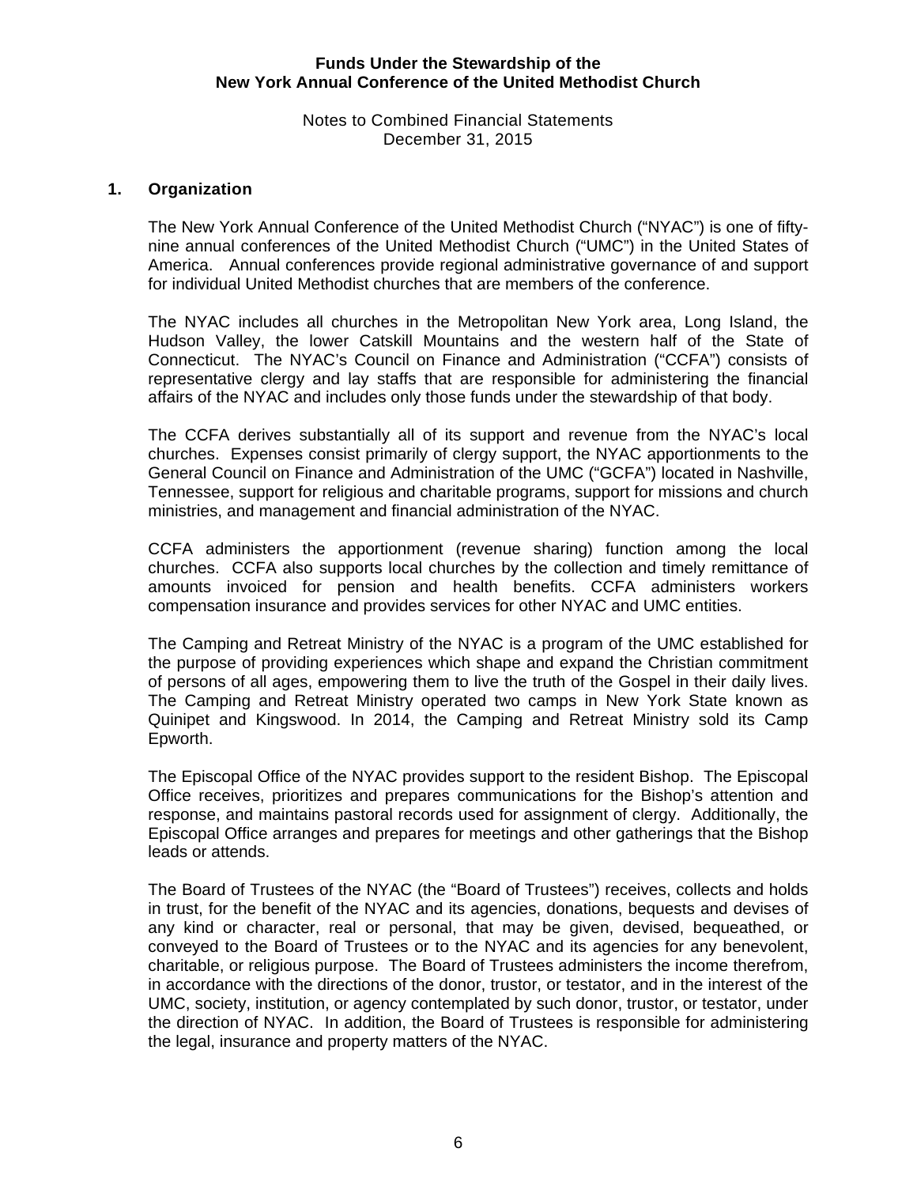**Funds Under the Stewardship of the**
**New York Annual Conference of the United Methodist Church**

Notes to Combined Financial Statements
December 31, 2015

## 1. Organization

The New York Annual Conference of the United Methodist Church ("NYAC") is one of fifty-nine annual conferences of the United Methodist Church ("UMC") in the United States of America. Annual conferences provide regional administrative governance of and support for individual United Methodist churches that are members of the conference.

The NYAC includes all churches in the Metropolitan New York area, Long Island, the Hudson Valley, the lower Catskill Mountains and the western half of the State of Connecticut. The NYAC's Council on Finance and Administration ("CCFA") consists of representative clergy and lay staffs that are responsible for administering the financial affairs of the NYAC and includes only those funds under the stewardship of that body.

The CCFA derives substantially all of its support and revenue from the NYAC's local churches. Expenses consist primarily of clergy support, the NYAC apportionments to the General Council on Finance and Administration of the UMC ("GCFA") located in Nashville, Tennessee, support for religious and charitable programs, support for missions and church ministries, and management and financial administration of the NYAC.

CCFA administers the apportionment (revenue sharing) function among the local churches. CCFA also supports local churches by the collection and timely remittance of amounts invoiced for pension and health benefits. CCFA administers workers compensation insurance and provides services for other NYAC and UMC entities.

The Camping and Retreat Ministry of the NYAC is a program of the UMC established for the purpose of providing experiences which shape and expand the Christian commitment of persons of all ages, empowering them to live the truth of the Gospel in their daily lives. The Camping and Retreat Ministry operated two camps in New York State known as Quinipet and Kingswood. In 2014, the Camping and Retreat Ministry sold its Camp Epworth.

The Episcopal Office of the NYAC provides support to the resident Bishop. The Episcopal Office receives, prioritizes and prepares communications for the Bishop's attention and response, and maintains pastoral records used for assignment of clergy. Additionally, the Episcopal Office arranges and prepares for meetings and other gatherings that the Bishop leads or attends.

The Board of Trustees of the NYAC (the "Board of Trustees") receives, collects and holds in trust, for the benefit of the NYAC and its agencies, donations, bequests and devises of any kind or character, real or personal, that may be given, devised, bequeathed, or conveyed to the Board of Trustees or to the NYAC and its agencies for any benevolent, charitable, or religious purpose. The Board of Trustees administers the income therefrom, in accordance with the directions of the donor, trustor, or testator, and in the interest of the UMC, society, institution, or agency contemplated by such donor, trustor, or testator, under the direction of NYAC. In addition, the Board of Trustees is responsible for administering the legal, insurance and property matters of the NYAC.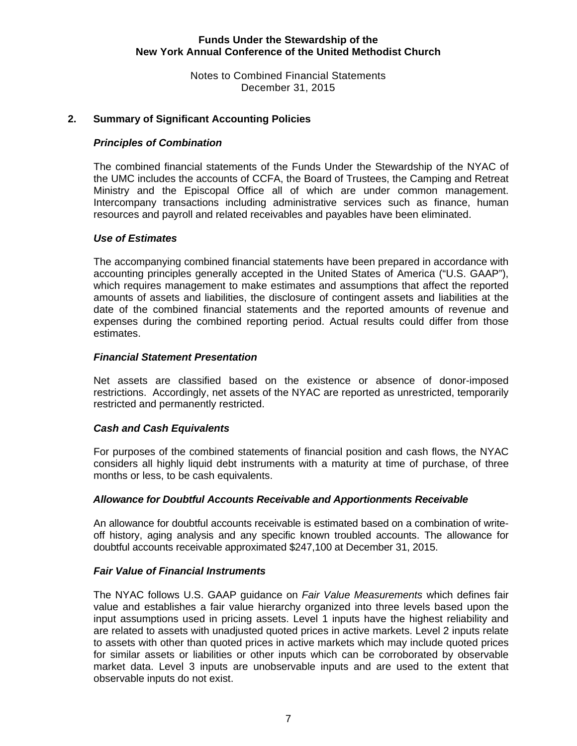## 2. Summary of Significant Accounting Policies

### *Principles of Combination*

The combined financial statements of the Funds Under the Stewardship of the NYAC of the UMC includes the accounts of CCFA, the Board of Trustees, the Camping and Retreat Ministry and the Episcopal Office all of which are under common management. Intercompany transactions including administrative services such as finance, human resources and payroll and related receivables and payables have been eliminated.

### *Use of Estimates*

The accompanying combined financial statements have been prepared in accordance with accounting principles generally accepted in the United States of America ("U.S. GAAP"), which requires management to make estimates and assumptions that affect the reported amounts of assets and liabilities, the disclosure of contingent assets and liabilities at the date of the combined financial statements and the reported amounts of revenue and expenses during the combined reporting period. Actual results could differ from those estimates.

### *Financial Statement Presentation*

Net assets are classified based on the existence or absence of donor-imposed restrictions. Accordingly, net assets of the NYAC are reported as unrestricted, temporarily restricted and permanently restricted.

### *Cash and Cash Equivalents*

For purposes of the combined statements of financial position and cash flows, the NYAC considers all highly liquid debt instruments with a maturity at time of purchase, of three months or less, to be cash equivalents.

### *Allowance for Doubtful Accounts Receivable and Apportionments Receivable*

An allowance for doubtful accounts receivable is estimated based on a combination of write-off history, aging analysis and any specific known troubled accounts. The allowance for doubtful accounts receivable approximated $247,100 at December 31, 2015.

### *Fair Value of Financial Instruments*

The NYAC follows U.S. GAAP guidance on *Fair Value Measurements* which defines fair value and establishes a fair value hierarchy organized into three levels based upon the input assumptions used in pricing assets. Level 1 inputs have the highest reliability and are related to assets with unadjusted quoted prices in active markets. Level 2 inputs relate to assets with other than quoted prices in active markets which may include quoted prices for similar assets or liabilities or other inputs which can be corroborated by observable market data. Level 3 inputs are unobservable inputs and are used to the extent that observable inputs do not exist.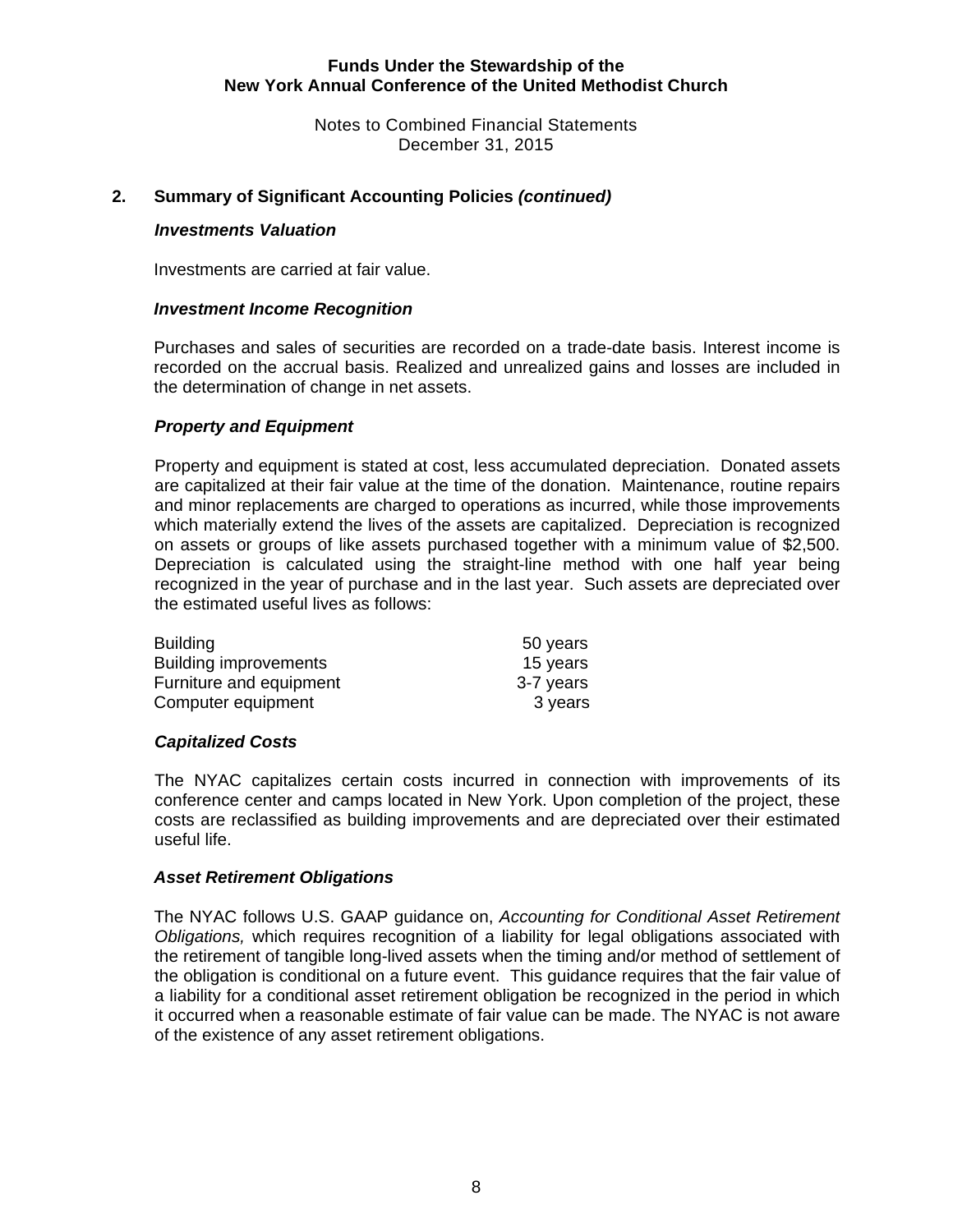## 2. Summary of Significant Accounting Policies *(continued)*

### *Investments Valuation*

Investments are carried at fair value.

### *Investment Income Recognition*

Purchases and sales of securities are recorded on a trade-date basis. Interest income is recorded on the accrual basis. Realized and unrealized gains and losses are included in the determination of change in net assets.

### *Property and Equipment*

Property and equipment is stated at cost, less accumulated depreciation. Donated assets are capitalized at their fair value at the time of the donation. Maintenance, routine repairs and minor replacements are charged to operations as incurred, while those improvements which materially extend the lives of the assets are capitalized. Depreciation is recognized on assets or groups of like assets purchased together with a minimum value of $2,500. Depreciation is calculated using the straight-line method with one half year being recognized in the year of purchase and in the last year. Such assets are depreciated over the estimated useful lives as follows:

| | |
|---|---|
| Building | 50 years |
| Building improvements | 15 years |
| Furniture and equipment | 3-7 years |
| Computer equipment | 3 years |

### *Capitalized Costs*

The NYAC capitalizes certain costs incurred in connection with improvements of its conference center and camps located in New York. Upon completion of the project, these costs are reclassified as building improvements and are depreciated over their estimated useful life.

### *Asset Retirement Obligations*

The NYAC follows U.S. GAAP guidance on, *Accounting for Conditional Asset Retirement Obligations,* which requires recognition of a liability for legal obligations associated with the retirement of tangible long-lived assets when the timing and/or method of settlement of the obligation is conditional on a future event. This guidance requires that the fair value of a liability for a conditional asset retirement obligation be recognized in the period in which it occurred when a reasonable estimate of fair value can be made. The NYAC is not aware of the existence of any asset retirement obligations.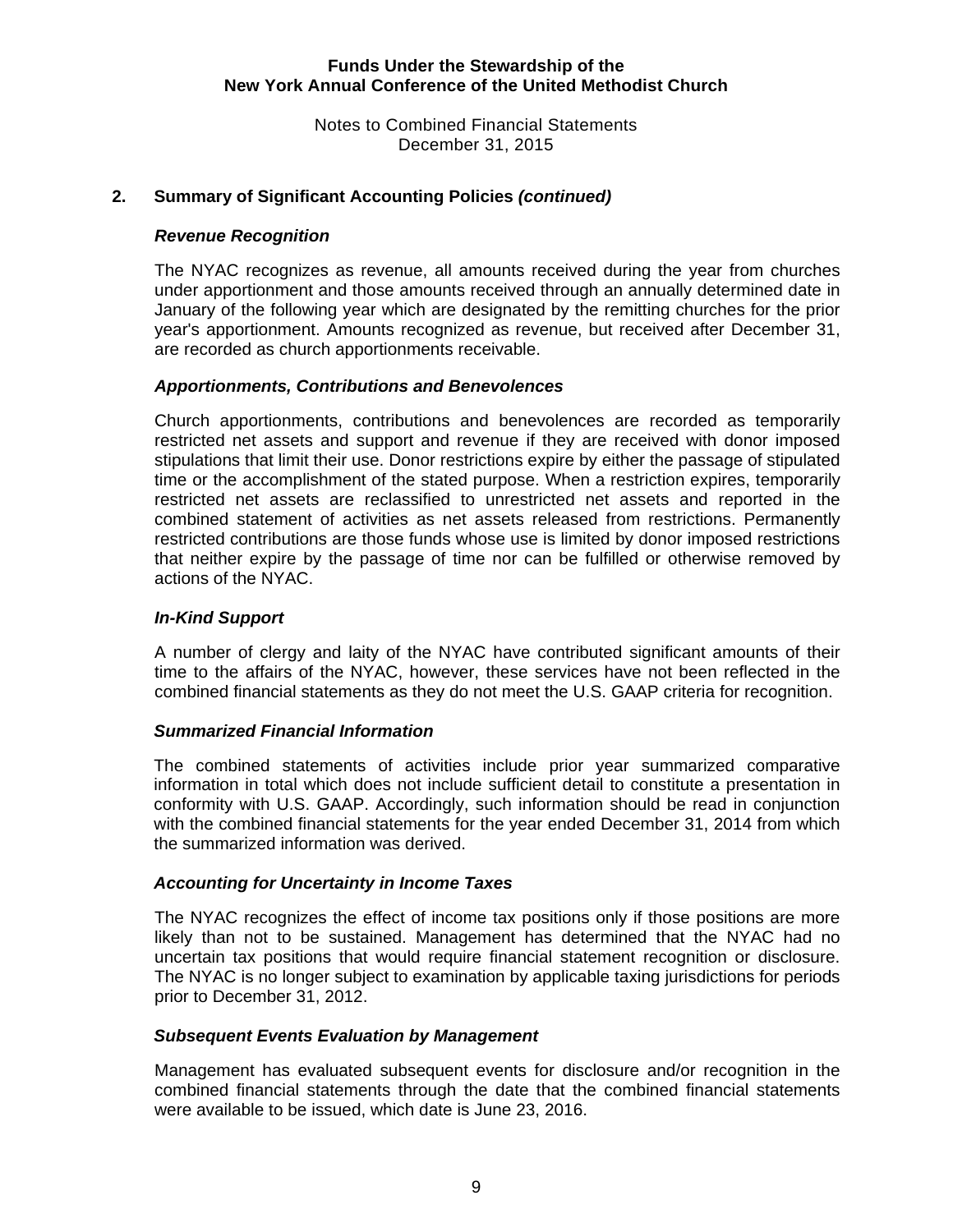## 2. Summary of Significant Accounting Policies *(continued)*

### *Revenue Recognition*

The NYAC recognizes as revenue, all amounts received during the year from churches under apportionment and those amounts received through an annually determined date in January of the following year which are designated by the remitting churches for the prior year's apportionment. Amounts recognized as revenue, but received after December 31, are recorded as church apportionments receivable.

### *Apportionments, Contributions and Benevolences*

Church apportionments, contributions and benevolences are recorded as temporarily restricted net assets and support and revenue if they are received with donor imposed stipulations that limit their use. Donor restrictions expire by either the passage of stipulated time or the accomplishment of the stated purpose. When a restriction expires, temporarily restricted net assets are reclassified to unrestricted net assets and reported in the combined statement of activities as net assets released from restrictions. Permanently restricted contributions are those funds whose use is limited by donor imposed restrictions that neither expire by the passage of time nor can be fulfilled or otherwise removed by actions of the NYAC.

### *In-Kind Support*

A number of clergy and laity of the NYAC have contributed significant amounts of their time to the affairs of the NYAC, however, these services have not been reflected in the combined financial statements as they do not meet the U.S. GAAP criteria for recognition.

### *Summarized Financial Information*

The combined statements of activities include prior year summarized comparative information in total which does not include sufficient detail to constitute a presentation in conformity with U.S. GAAP. Accordingly, such information should be read in conjunction with the combined financial statements for the year ended December 31, 2014 from which the summarized information was derived.

### *Accounting for Uncertainty in Income Taxes*

The NYAC recognizes the effect of income tax positions only if those positions are more likely than not to be sustained. Management has determined that the NYAC had no uncertain tax positions that would require financial statement recognition or disclosure. The NYAC is no longer subject to examination by applicable taxing jurisdictions for periods prior to December 31, 2012.

### *Subsequent Events Evaluation by Management*

Management has evaluated subsequent events for disclosure and/or recognition in the combined financial statements through the date that the combined financial statements were available to be issued, which date is June 23, 2016.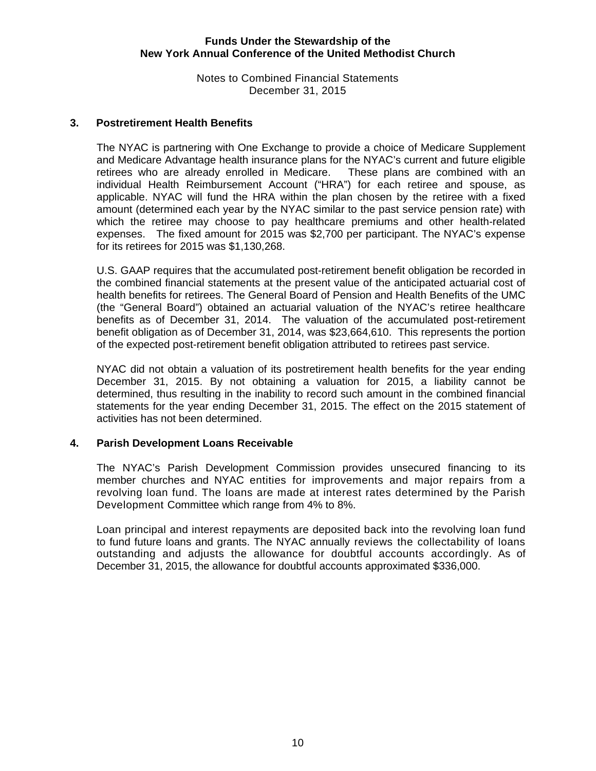## 3. Postretirement Health Benefits

The NYAC is partnering with One Exchange to provide a choice of Medicare Supplement and Medicare Advantage health insurance plans for the NYAC's current and future eligible retirees who are already enrolled in Medicare. These plans are combined with an individual Health Reimbursement Account ("HRA") for each retiree and spouse, as applicable. NYAC will fund the HRA within the plan chosen by the retiree with a fixed amount (determined each year by the NYAC similar to the past service pension rate) with which the retiree may choose to pay healthcare premiums and other health-related expenses. The fixed amount for 2015 was $2,700 per participant. The NYAC's expense for its retirees for 2015 was $1,130,268.

U.S. GAAP requires that the accumulated post-retirement benefit obligation be recorded in the combined financial statements at the present value of the anticipated actuarial cost of health benefits for retirees. The General Board of Pension and Health Benefits of the UMC (the "General Board") obtained an actuarial valuation of the NYAC's retiree healthcare benefits as of December 31, 2014. The valuation of the accumulated post-retirement benefit obligation as of December 31, 2014, was $23,664,610. This represents the portion of the expected post-retirement benefit obligation attributed to retirees past service.

NYAC did not obtain a valuation of its postretirement health benefits for the year ending December 31, 2015. By not obtaining a valuation for 2015, a liability cannot be determined, thus resulting in the inability to record such amount in the combined financial statements for the year ending December 31, 2015. The effect on the 2015 statement of activities has not been determined.

## 4. Parish Development Loans Receivable

The NYAC's Parish Development Commission provides unsecured financing to its member churches and NYAC entities for improvements and major repairs from a revolving loan fund. The loans are made at interest rates determined by the Parish Development Committee which range from 4% to 8%.

Loan principal and interest repayments are deposited back into the revolving loan fund to fund future loans and grants. The NYAC annually reviews the collectability of loans outstanding and adjusts the allowance for doubtful accounts accordingly. As of December 31, 2015, the allowance for doubtful accounts approximated $336,000.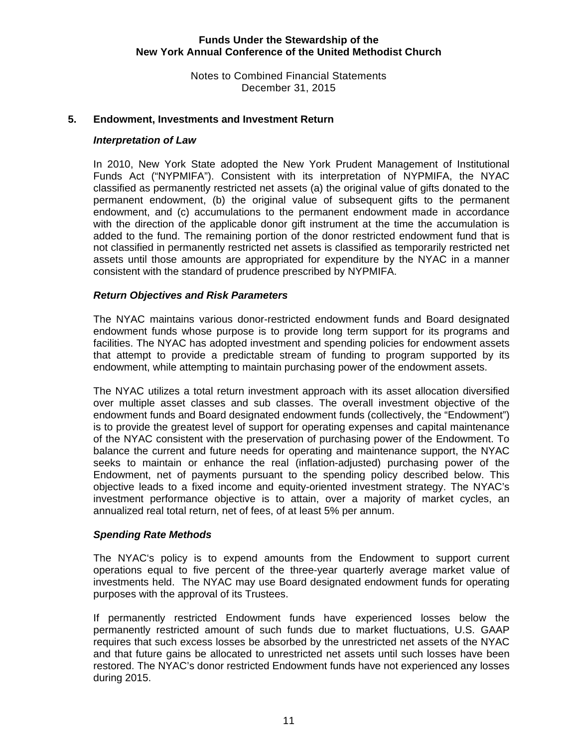**Funds Under the Stewardship of the**
**New York Annual Conference of the United Methodist Church**

Notes to Combined Financial Statements
December 31, 2015

## 5. Endowment, Investments and Investment Return

### *Interpretation of Law*

In 2010, New York State adopted the New York Prudent Management of Institutional Funds Act ("NYPMIFA"). Consistent with its interpretation of NYPMIFA, the NYAC classified as permanently restricted net assets (a) the original value of gifts donated to the permanent endowment, (b) the original value of subsequent gifts to the permanent endowment, and (c) accumulations to the permanent endowment made in accordance with the direction of the applicable donor gift instrument at the time the accumulation is added to the fund. The remaining portion of the donor restricted endowment fund that is not classified in permanently restricted net assets is classified as temporarily restricted net assets until those amounts are appropriated for expenditure by the NYAC in a manner consistent with the standard of prudence prescribed by NYPMIFA.

### *Return Objectives and Risk Parameters*

The NYAC maintains various donor-restricted endowment funds and Board designated endowment funds whose purpose is to provide long term support for its programs and facilities. The NYAC has adopted investment and spending policies for endowment assets that attempt to provide a predictable stream of funding to program supported by its endowment, while attempting to maintain purchasing power of the endowment assets.

The NYAC utilizes a total return investment approach with its asset allocation diversified over multiple asset classes and sub classes. The overall investment objective of the endowment funds and Board designated endowment funds (collectively, the "Endowment") is to provide the greatest level of support for operating expenses and capital maintenance of the NYAC consistent with the preservation of purchasing power of the Endowment. To balance the current and future needs for operating and maintenance support, the NYAC seeks to maintain or enhance the real (inflation-adjusted) purchasing power of the Endowment, net of payments pursuant to the spending policy described below. This objective leads to a fixed income and equity-oriented investment strategy. The NYAC's investment performance objective is to attain, over a majority of market cycles, an annualized real total return, net of fees, of at least 5% per annum.

### *Spending Rate Methods*

The NYAC's policy is to expend amounts from the Endowment to support current operations equal to five percent of the three-year quarterly average market value of investments held. The NYAC may use Board designated endowment funds for operating purposes with the approval of its Trustees.

If permanently restricted Endowment funds have experienced losses below the permanently restricted amount of such funds due to market fluctuations, U.S. GAAP requires that such excess losses be absorbed by the unrestricted net assets of the NYAC and that future gains be allocated to unrestricted net assets until such losses have been restored. The NYAC's donor restricted Endowment funds have not experienced any losses during 2015.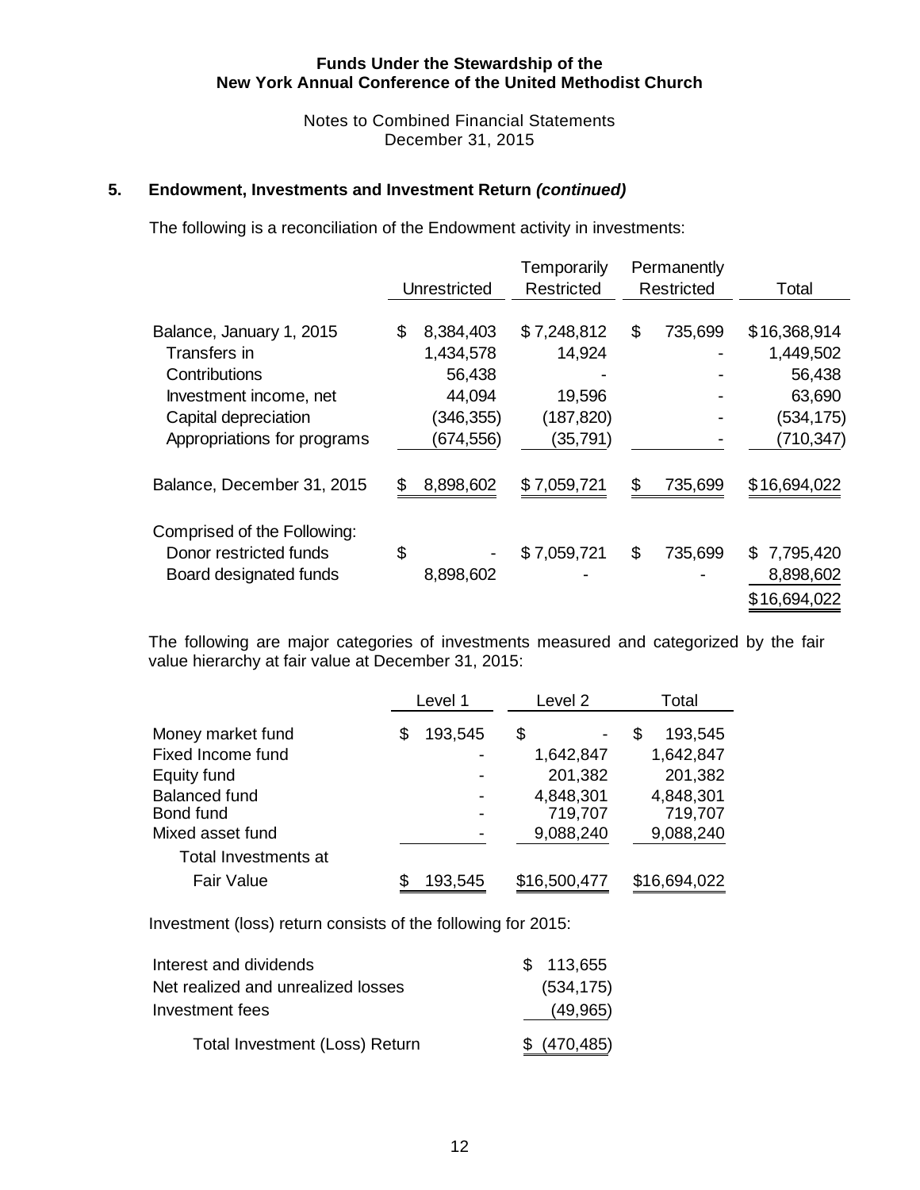**Funds Under the Stewardship of the**
**New York Annual Conference of the United Methodist Church**

Notes to Combined Financial Statements
December 31, 2015

## 5. Endowment, Investments and Investment Return *(continued)*

The following is a reconciliation of the Endowment activity in investments:

| | Unrestricted | Temporarily Restricted | Permanently Restricted | Total |
|---|---|---|---|---|
| Balance, January 1, 2015 | $ 8,384,403 | $ 7,248,812 | $ 735,699 | $ 16,368,914 |
| Transfers in | 1,434,578 | 14,924 | - | 1,449,502 |
| Contributions | 56,438 | - | - | 56,438 |
| Investment income, net | 44,094 | 19,596 | - | 63,690 |
| Capital depreciation | (346,355) | (187,820) | - | (534,175) |
| Appropriations for programs | (674,556) | (35,791) | - | (710,347) |
| Balance, December 31, 2015 | $ 8,898,602 | $ 7,059,721 | $ 735,699 | $ 16,694,022 |
| Comprised of the Following: | | | | |
| Donor restricted funds | $ - | $ 7,059,721 | $ 735,699 | $ 7,795,420 |
| Board designated funds | 8,898,602 | - | - | 8,898,602 |
| | | | | $ 16,694,022 |

The following are major categories of investments measured and categorized by the fair value hierarchy at fair value at December 31, 2015:

| | Level 1 | Level 2 | Total |
|---|---|---|---|
| Money market fund | $ 193,545 | $ - | $ 193,545 |
| Fixed Income fund | - | 1,642,847 | 1,642,847 |
| Equity fund | - | 201,382 | 201,382 |
| Balanced fund | - | 4,848,301 | 4,848,301 |
| Bond fund | - | 719,707 | 719,707 |
| Mixed asset fund | - | 9,088,240 | 9,088,240 |
| Total Investments at Fair Value | $ 193,545 | $16,500,477 | $16,694,022 |

Investment (loss) return consists of the following for 2015:

| | |
|---|---|
| Interest and dividends | $ 113,655 |
| Net realized and unrealized losses | (534,175) |
| Investment fees | (49,965) |
| Total Investment (Loss) Return | $ (470,485) |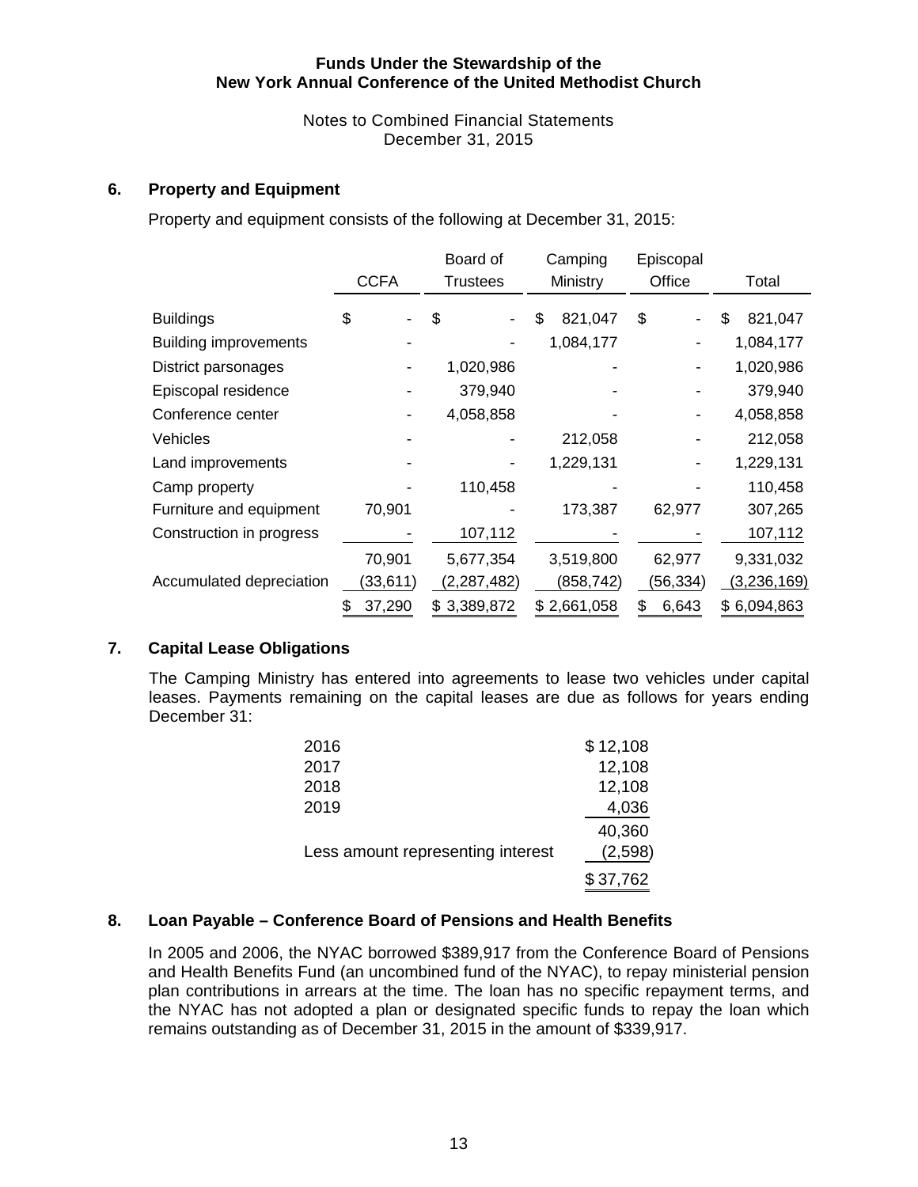**Funds Under the Stewardship of the**
**New York Annual Conference of the United Methodist Church**

Notes to Combined Financial Statements
December 31, 2015

## 6. Property and Equipment

Property and equipment consists of the following at December 31, 2015:

| | CCFA | Board of Trustees | Camping Ministry | Episcopal Office | Total |
|---|---|---|---|---|---|
| Buildings | $ - | $ - | $ 821,047 | $ - | $ 821,047 |
| Building improvements | - | - | 1,084,177 | - | 1,084,177 |
| District parsonages | - | 1,020,986 | - | - | 1,020,986 |
| Episcopal residence | - | 379,940 | - | - | 379,940 |
| Conference center | - | 4,058,858 | - | - | 4,058,858 |
| Vehicles | - | - | 212,058 | - | 212,058 |
| Land improvements | - | - | 1,229,131 | - | 1,229,131 |
| Camp property | - | 110,458 | - | - | 110,458 |
| Furniture and equipment | 70,901 | - | 173,387 | 62,977 | 307,265 |
| Construction in progress | - | 107,112 | - | - | 107,112 |
| | 70,901 | 5,677,354 | 3,519,800 | 62,977 | 9,331,032 |
| Accumulated depreciation | (33,611) | (2,287,482) | (858,742) | (56,334) | (3,236,169) |
| | $ 37,290 | $ 3,389,872 | $ 2,661,058 | $ 6,643 | $ 6,094,863 |

## 7. Capital Lease Obligations

The Camping Ministry has entered into agreements to lease two vehicles under capital leases. Payments remaining on the capital leases are due as follows for years ending December 31:

| | |
|---|---|
| 2016 | $ 12,108 |
| 2017 | 12,108 |
| 2018 | 12,108 |
| 2019 | 4,036 |
| | 40,360 |
| Less amount representing interest | (2,598) |
| | $ 37,762 |

## 8. Loan Payable – Conference Board of Pensions and Health Benefits

In 2005 and 2006, the NYAC borrowed $389,917 from the Conference Board of Pensions and Health Benefits Fund (an uncombined fund of the NYAC), to repay ministerial pension plan contributions in arrears at the time. The loan has no specific repayment terms, and the NYAC has not adopted a plan or designated specific funds to repay the loan which remains outstanding as of December 31, 2015 in the amount of $339,917.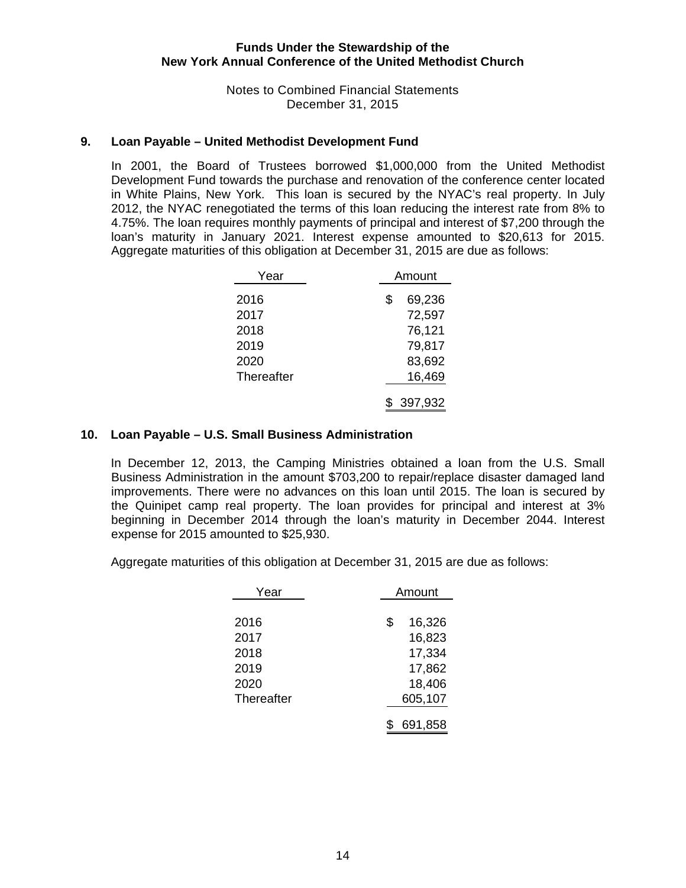**Funds Under the Stewardship of the**
**New York Annual Conference of the United Methodist Church**

Notes to Combined Financial Statements
December 31, 2015

## 9. Loan Payable – United Methodist Development Fund

In 2001, the Board of Trustees borrowed $1,000,000 from the United Methodist Development Fund towards the purchase and renovation of the conference center located in White Plains, New York. This loan is secured by the NYAC's real property. In July 2012, the NYAC renegotiated the terms of this loan reducing the interest rate from 8% to 4.75%. The loan requires monthly payments of principal and interest of $7,200 through the loan's maturity in January 2021. Interest expense amounted to $20,613 for 2015. Aggregate maturities of this obligation at December 31, 2015 are due as follows:

| Year | Amount |
|---|---|
| 2016 | $ 69,236 |
| 2017 | 72,597 |
| 2018 | 76,121 |
| 2019 | 79,817 |
| 2020 | 83,692 |
| Thereafter | 16,469 |
| | $ 397,932 |

## 10. Loan Payable – U.S. Small Business Administration

In December 12, 2013, the Camping Ministries obtained a loan from the U.S. Small Business Administration in the amount $703,200 to repair/replace disaster damaged land improvements. There were no advances on this loan until 2015. The loan is secured by the Quinipet camp real property. The loan provides for principal and interest at 3% beginning in December 2014 through the loan's maturity in December 2044. Interest expense for 2015 amounted to $25,930.

Aggregate maturities of this obligation at December 31, 2015 are due as follows:

| Year | Amount |
|---|---|
| 2016 | $ 16,326 |
| 2017 | 16,823 |
| 2018 | 17,334 |
| 2019 | 17,862 |
| 2020 | 18,406 |
| Thereafter | 605,107 |
| | $ 691,858 |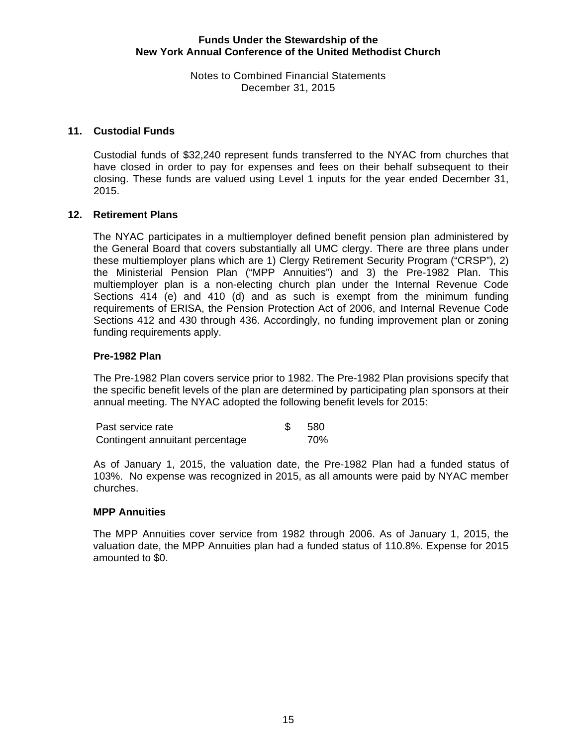## 11. Custodial Funds

Custodial funds of $32,240 represent funds transferred to the NYAC from churches that have closed in order to pay for expenses and fees on their behalf subsequent to their closing. These funds are valued using Level 1 inputs for the year ended December 31, 2015.

## 12. Retirement Plans

The NYAC participates in a multiemployer defined benefit pension plan administered by the General Board that covers substantially all UMC clergy. There are three plans under these multiemployer plans which are 1) Clergy Retirement Security Program ("CRSP"), 2) the Ministerial Pension Plan ("MPP Annuities") and 3) the Pre-1982 Plan. This multiemployer plan is a non-electing church plan under the Internal Revenue Code Sections 414 (e) and 410 (d) and as such is exempt from the minimum funding requirements of ERISA, the Pension Protection Act of 2006, and Internal Revenue Code Sections 412 and 430 through 436. Accordingly, no funding improvement plan or zoning funding requirements apply.

### Pre-1982 Plan

The Pre-1982 Plan covers service prior to 1982. The Pre-1982 Plan provisions specify that the specific benefit levels of the plan are determined by participating plan sponsors at their annual meeting. The NYAC adopted the following benefit levels for 2015:

| | |
|---|---|
| Past service rate | $ 580 |
| Contingent annuitant percentage | 70% |

As of January 1, 2015, the valuation date, the Pre-1982 Plan had a funded status of 103%. No expense was recognized in 2015, as all amounts were paid by NYAC member churches.

### MPP Annuities

The MPP Annuities cover service from 1982 through 2006. As of January 1, 2015, the valuation date, the MPP Annuities plan had a funded status of 110.8%. Expense for 2015 amounted to $0.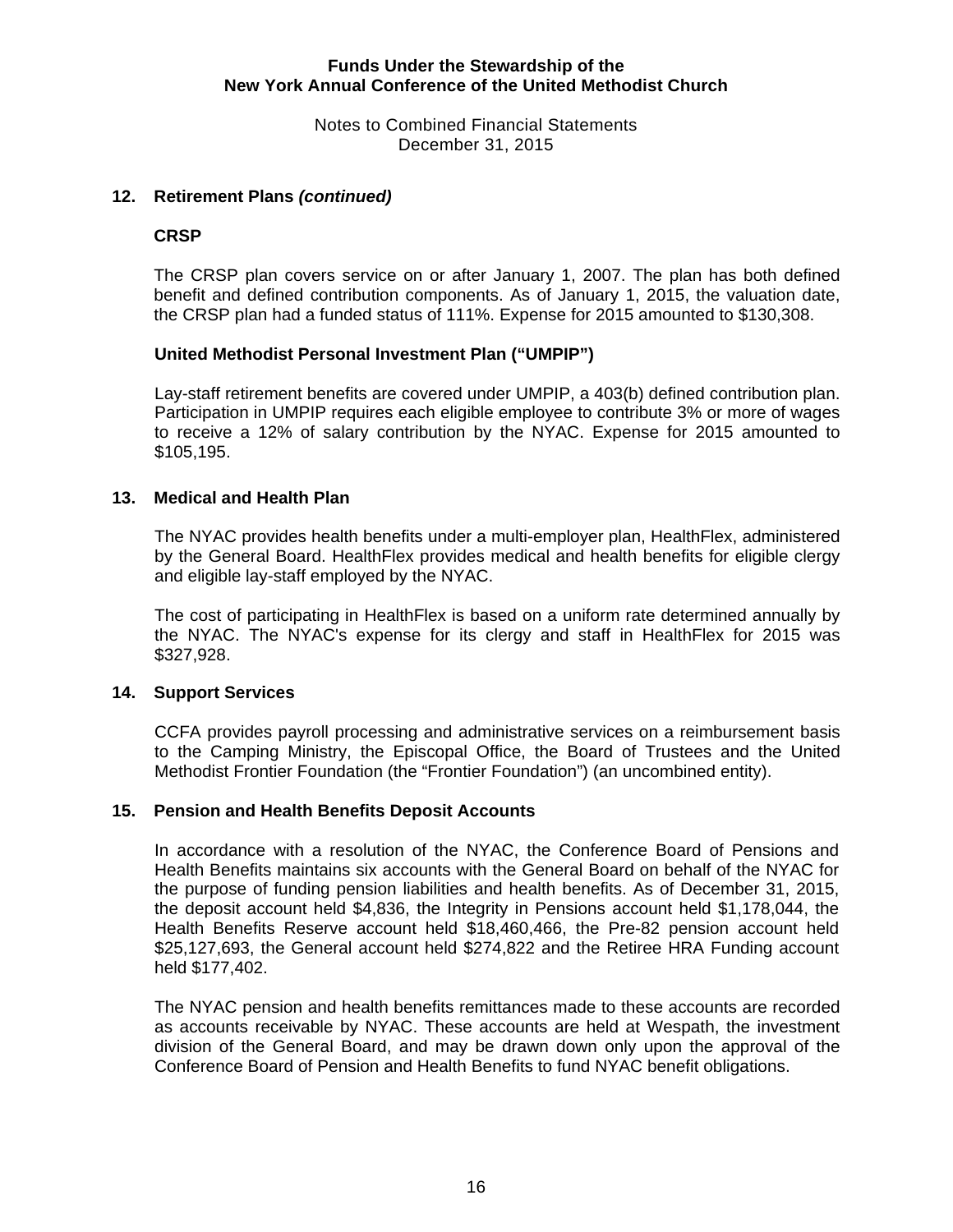## 12. Retirement Plans *(continued)*

### CRSP

The CRSP plan covers service on or after January 1, 2007. The plan has both defined benefit and defined contribution components. As of January 1, 2015, the valuation date, the CRSP plan had a funded status of 111%. Expense for 2015 amounted to $130,308.

### United Methodist Personal Investment Plan ("UMPIP")

Lay-staff retirement benefits are covered under UMPIP, a 403(b) defined contribution plan. Participation in UMPIP requires each eligible employee to contribute 3% or more of wages to receive a 12% of salary contribution by the NYAC. Expense for 2015 amounted to $105,195.

## 13. Medical and Health Plan

The NYAC provides health benefits under a multi-employer plan, HealthFlex, administered by the General Board. HealthFlex provides medical and health benefits for eligible clergy and eligible lay-staff employed by the NYAC.

The cost of participating in HealthFlex is based on a uniform rate determined annually by the NYAC. The NYAC's expense for its clergy and staff in HealthFlex for 2015 was $327,928.

## 14. Support Services

CCFA provides payroll processing and administrative services on a reimbursement basis to the Camping Ministry, the Episcopal Office, the Board of Trustees and the United Methodist Frontier Foundation (the "Frontier Foundation") (an uncombined entity).

## 15. Pension and Health Benefits Deposit Accounts

In accordance with a resolution of the NYAC, the Conference Board of Pensions and Health Benefits maintains six accounts with the General Board on behalf of the NYAC for the purpose of funding pension liabilities and health benefits. As of December 31, 2015, the deposit account held $4,836, the Integrity in Pensions account held $1,178,044, the Health Benefits Reserve account held $18,460,466, the Pre-82 pension account held $25,127,693, the General account held $274,822 and the Retiree HRA Funding account held $177,402.

The NYAC pension and health benefits remittances made to these accounts are recorded as accounts receivable by NYAC. These accounts are held at Wespath, the investment division of the General Board, and may be drawn down only upon the approval of the Conference Board of Pension and Health Benefits to fund NYAC benefit obligations.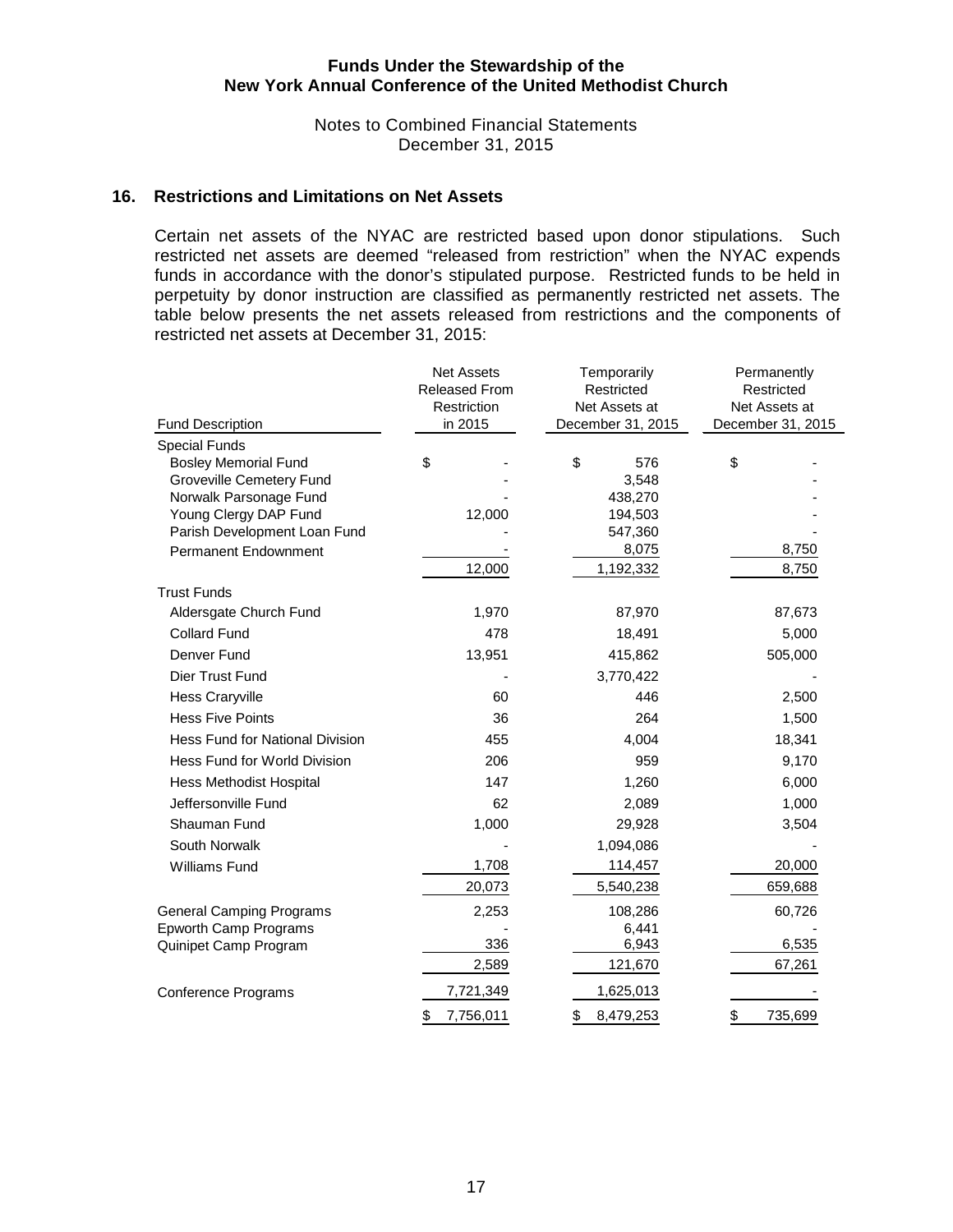**Funds Under the Stewardship of the**
**New York Annual Conference of the United Methodist Church**

Notes to Combined Financial Statements
December 31, 2015

### 16. Restrictions and Limitations on Net Assets

Certain net assets of the NYAC are restricted based upon donor stipulations. Such restricted net assets are deemed "released from restriction" when the NYAC expends funds in accordance with the donor's stipulated purpose. Restricted funds to be held in perpetuity by donor instruction are classified as permanently restricted net assets. The table below presents the net assets released from restrictions and the components of restricted net assets at December 31, 2015:

| Fund Description | Net Assets Released From Restriction in 2015 | Temporarily Restricted Net Assets at December 31, 2015 | Permanently Restricted Net Assets at December 31, 2015 |
|---|---|---|---|
| Special Funds | | | |
| Bosley Memorial Fund | $ - | $ 576 | $ - |
| Groveville Cemetery Fund | - | 3,548 | - |
| Norwalk Parsonage Fund | - | 438,270 | - |
| Young Clergy DAP Fund | 12,000 | 194,503 | - |
| Parish Development Loan Fund | - | 547,360 | - |
| Permanent Endownment | - | 8,075 | 8,750 |
| | 12,000 | 1,192,332 | 8,750 |
| Trust Funds | | | |
| Aldersgate Church Fund | 1,970 | 87,970 | 87,673 |
| Collard Fund | 478 | 18,491 | 5,000 |
| Denver Fund | 13,951 | 415,862 | 505,000 |
| Dier Trust Fund | - | 3,770,422 | - |
| Hess Craryville | 60 | 446 | 2,500 |
| Hess Five Points | 36 | 264 | 1,500 |
| Hess Fund for National Division | 455 | 4,004 | 18,341 |
| Hess Fund for World Division | 206 | 959 | 9,170 |
| Hess Methodist Hospital | 147 | 1,260 | 6,000 |
| Jeffersonville Fund | 62 | 2,089 | 1,000 |
| Shauman Fund | 1,000 | 29,928 | 3,504 |
| South Norwalk | - | 1,094,086 | - |
| Williams Fund | 1,708 | 114,457 | 20,000 |
| | 20,073 | 5,540,238 | 659,688 |
| General Camping Programs | 2,253 | 108,286 | 60,726 |
| Epworth Camp Programs | - | 6,441 | - |
| Quinipet Camp Program | 336 | 6,943 | 6,535 |
| | 2,589 | 121,670 | 67,261 |
| Conference Programs | 7,721,349 | 1,625,013 | - |
| | $ 7,756,011 | $ 8,479,253 | $ 735,699 |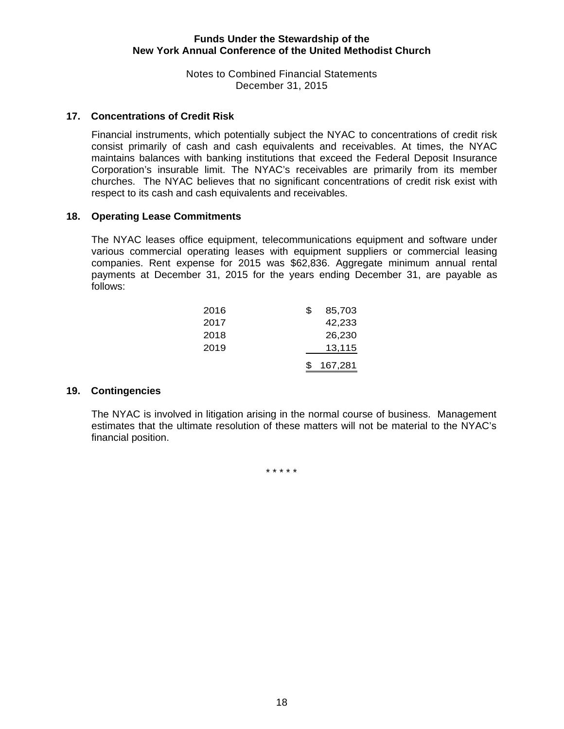## 17. Concentrations of Credit Risk

Financial instruments, which potentially subject the NYAC to concentrations of credit risk consist primarily of cash and cash equivalents and receivables. At times, the NYAC maintains balances with banking institutions that exceed the Federal Deposit Insurance Corporation's insurable limit. The NYAC's receivables are primarily from its member churches. The NYAC believes that no significant concentrations of credit risk exist with respect to its cash and cash equivalents and receivables.

## 18. Operating Lease Commitments

The NYAC leases office equipment, telecommunications equipment and software under various commercial operating leases with equipment suppliers or commercial leasing companies. Rent expense for 2015 was $62,836. Aggregate minimum annual rental payments at December 31, 2015 for the years ending December 31, are payable as follows:

| | |
|---|---|
| 2016 | $ 85,703 |
| 2017 | 42,233 |
| 2018 | 26,230 |
| 2019 | 13,115 |
| | $ 167,281 |

## 19. Contingencies

The NYAC is involved in litigation arising in the normal course of business. Management estimates that the ultimate resolution of these matters will not be material to the NYAC's financial position.

* * * * *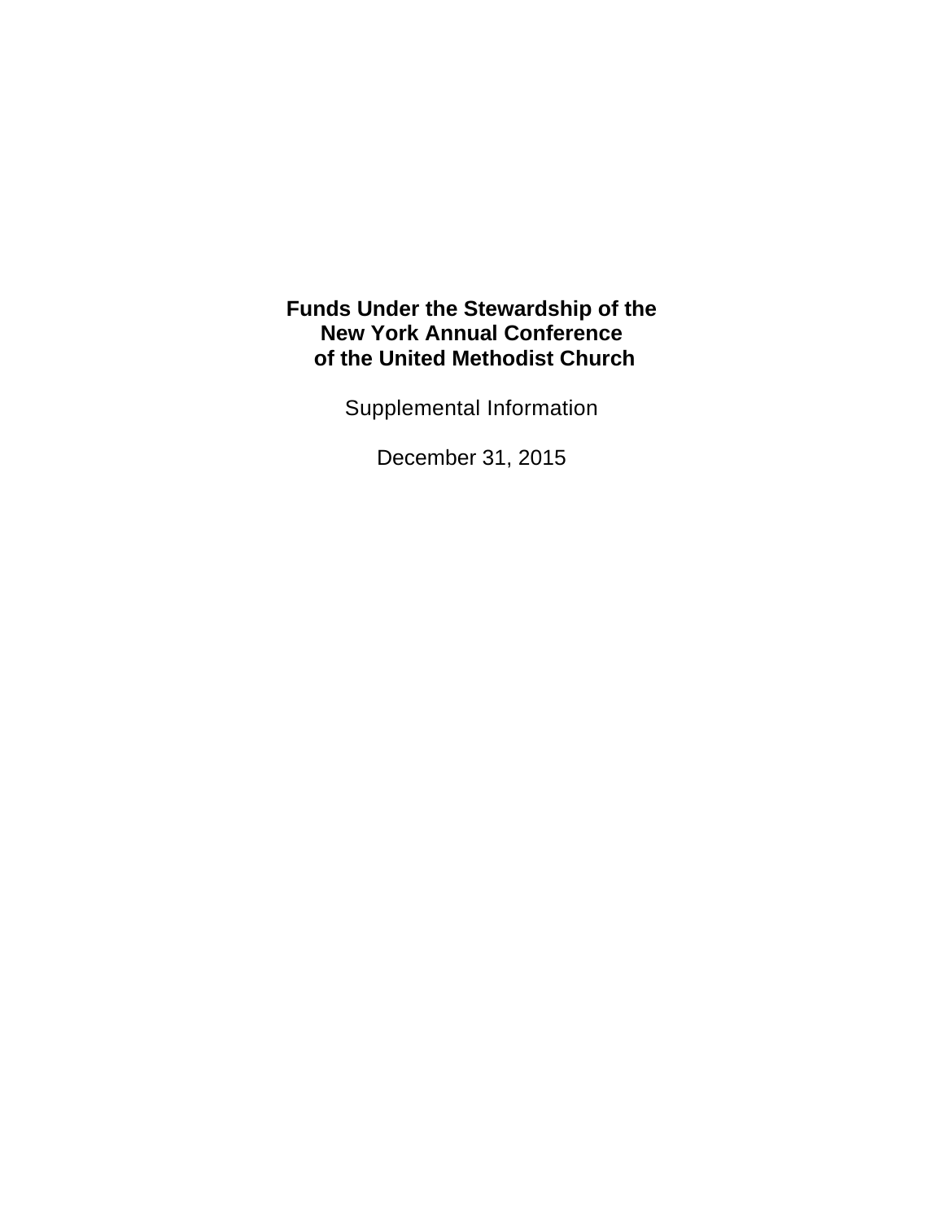**Funds Under the Stewardship of the New York Annual Conference of the United Methodist Church**

Supplemental Information

December 31, 2015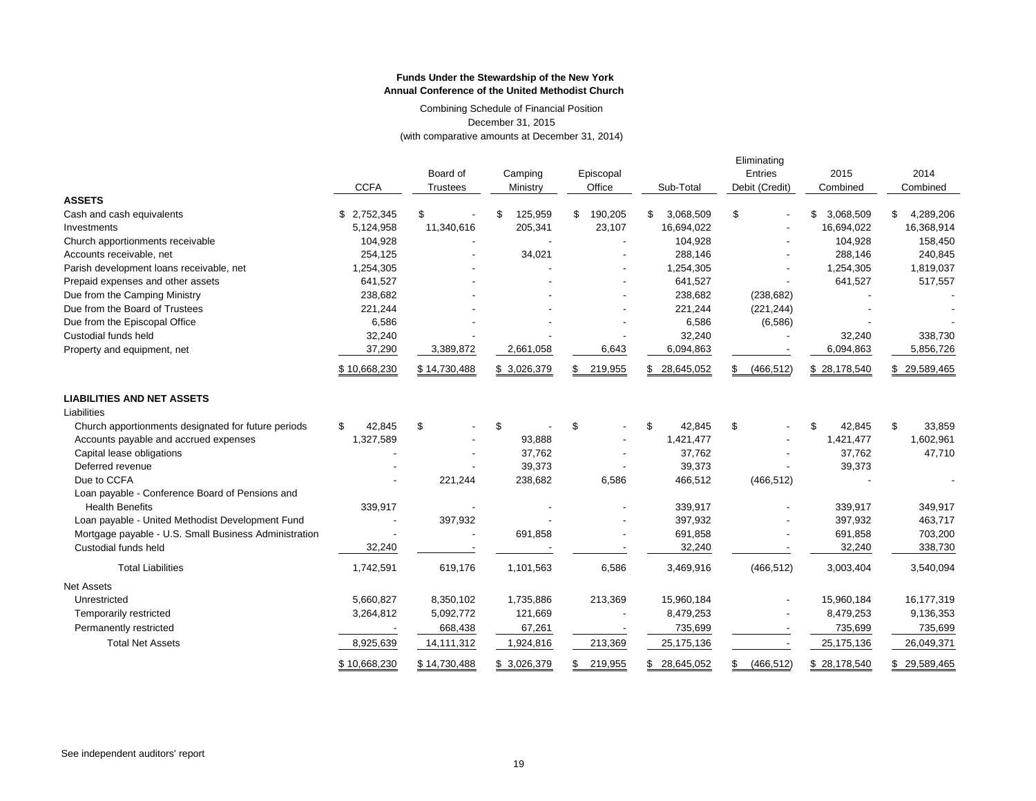**Funds Under the Stewardship of the New York**
**Annual Conference of the United Methodist Church**

Combining Schedule of Financial Position
December 31, 2015
(with comparative amounts at December 31, 2014)

| | CCFA | Board of Trustees | Camping Ministry | Episcopal Office | Sub-Total | Eliminating Entries Debit (Credit) | 2015 Combined | 2014 Combined |
|---|---|---|---|---|---|---|---|---|
| **ASSETS** | | | | | | | | |
| Cash and cash equivalents | $ 2,752,345 | $ - | $ 125,959 | $ 190,205 | $ 3,068,509 | $ - | $ 3,068,509 | $ 4,289,206 |
| Investments | 5,124,958 | 11,340,616 | 205,341 | 23,107 | 16,694,022 | - | 16,694,022 | 16,368,914 |
| Church apportionments receivable | 104,928 | - | - | - | 104,928 | - | 104,928 | 158,450 |
| Accounts receivable, net | 254,125 | - | 34,021 | - | 288,146 | - | 288,146 | 240,845 |
| Parish development loans receivable, net | 1,254,305 | - | - | - | 1,254,305 | - | 1,254,305 | 1,819,037 |
| Prepaid expenses and other assets | 641,527 | - | - | - | 641,527 | - | 641,527 | 517,557 |
| Due from the Camping Ministry | 238,682 | - | - | - | 238,682 | (238,682) | - | - |
| Due from the Board of Trustees | 221,244 | - | - | - | 221,244 | (221,244) | - | - |
| Due from the Episcopal Office | 6,586 | - | - | - | 6,586 | (6,586) | - | - |
| Custodial funds held | 32,240 | - | - | - | 32,240 | - | 32,240 | 338,730 |
| Property and equipment, net | 37,290 | 3,389,872 | 2,661,058 | 6,643 | 6,094,863 | - | 6,094,863 | 5,856,726 |
| | $ 10,668,230 | $ 14,730,488 | $ 3,026,379 | $ 219,955 | $ 28,645,052 | $ (466,512) | $ 28,178,540 | $ 29,589,465 |
| **LIABILITIES AND NET ASSETS** | | | | | | | | |
| Liabilities | | | | | | | | |
| Church apportionments designated for future periods | $ 42,845 | $ - | $ - | $ - | $ 42,845 | $ - | $ 42,845 | $ 33,859 |
| Accounts payable and accrued expenses | 1,327,589 | - | 93,888 | - | 1,421,477 | - | 1,421,477 | 1,602,961 |
| Capital lease obligations | - | - | 37,762 | - | 37,762 | - | 37,762 | 47,710 |
| Deferred revenue | - | - | 39,373 | - | 39,373 | - | 39,373 | |
| Due to CCFA | - | 221,244 | 238,682 | 6,586 | 466,512 | (466,512) | - | - |
| Loan payable - Conference Board of Pensions and Health Benefits | 339,917 | - | - | - | 339,917 | - | 339,917 | 349,917 |
| Loan payable - United Methodist Development Fund | - | 397,932 | - | - | 397,932 | - | 397,932 | 463,717 |
| Mortgage payable - U.S. Small Business Administration | - | - | 691,858 | - | 691,858 | - | 691,858 | 703,200 |
| Custodial funds held | 32,240 | - | - | - | 32,240 | - | 32,240 | 338,730 |
| Total Liabilities | 1,742,591 | 619,176 | 1,101,563 | 6,586 | 3,469,916 | (466,512) | 3,003,404 | 3,540,094 |
| Net Assets | | | | | | | | |
| Unrestricted | 5,660,827 | 8,350,102 | 1,735,886 | 213,369 | 15,960,184 | - | 15,960,184 | 16,177,319 |
| Temporarily restricted | 3,264,812 | 5,092,772 | 121,669 | - | 8,479,253 | - | 8,479,253 | 9,136,353 |
| Permanently restricted | - | 668,438 | 67,261 | - | 735,699 | - | 735,699 | 735,699 |
| Total Net Assets | 8,925,639 | 14,111,312 | 1,924,816 | 213,369 | 25,175,136 | - | 25,175,136 | 26,049,371 |
| | $ 10,668,230 | $ 14,730,488 | $ 3,026,379 | $ 219,955 | $ 28,645,052 | $ (466,512) | $ 28,178,540 | $ 29,589,465 |

See independent auditors' report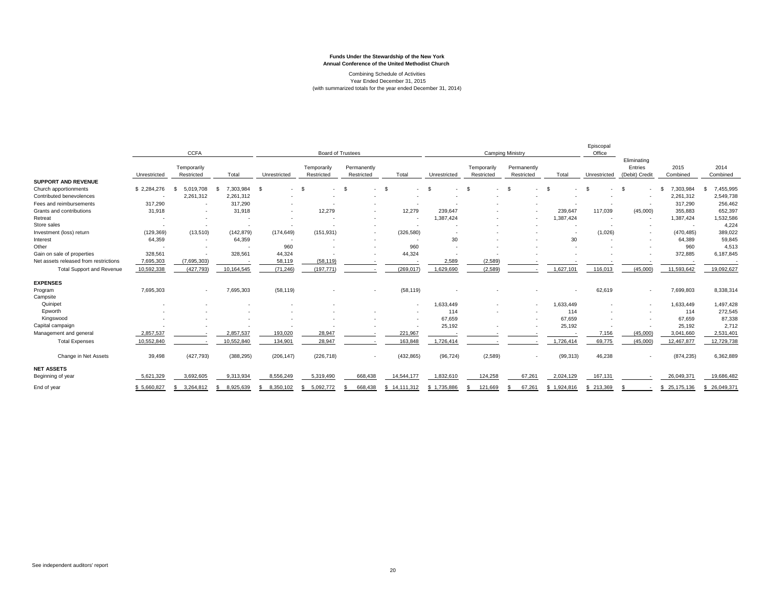**Funds Under the Stewardship of the New York Annual Conference of the United Methodist Church**

Combining Schedule of Activities
Year Ended December 31, 2015
(with summarized totals for the year ended December 31, 2014)

| | CCFA | | | Board of Trustees | | | | Camping Ministry | | | | Episcopal Office | | | |
|---|---|---|---|---|---|---|---|---|---|---|---|---|---|---|---|
| | Unrestricted | Temporarily Restricted | Total | Unrestricted | Temporarily Restricted | Permanently Restricted | Total | Unrestricted | Temporarily Restricted | Permanently Restricted | Total | Unrestricted | Eliminating Entries (Debit) Credit | 2015 Combined | 2014 Combined |
| **SUPPORT AND REVENUE** | | | | | | | | | | | | | | | |
| Church apportionments | $ 2,284,276 | $ 5,019,708 | $ 7,303,984 | $ - | $ - | $ - | $ - | $ - | $ - | $ - | $ - | $ - | $ - | $ 7,303,984 | $ 7,455,995 |
| Contributed benevolences | - | 2,261,312 | 2,261,312 | - | - | - | - | - | - | - | - | - | - | 2,261,312 | 2,549,738 |
| Fees and reimbursements | 317,290 | - | 317,290 | - | - | - | - | - | - | - | - | - | - | 317,290 | 256,462 |
| Grants and contributions | 31,918 | - | 31,918 | - | 12,279 | - | 12,279 | 239,647 | - | - | 239,647 | 117,039 | (45,000) | 355,883 | 652,397 |
| Retreat | - | - | - | - | - | - | - | 1,387,424 | - | - | 1,387,424 | - | - | 1,387,424 | 1,532,586 |
| Store sales | - | - | - | - | - | - | - | - | - | - | - | - | - | - | 4,224 |
| Investment (loss) return | (129,369) | (13,510) | (142,879) | (174,649) | (151,931) | - | (326,580) | - | - | - | - | (1,026) | - | (470,485) | 389,022 |
| Interest | 64,359 | - | 64,359 | - | - | - | - | 30 | - | - | 30 | - | - | 64,389 | 59,845 |
| Other | - | - | - | 960 | - | - | 960 | - | - | - | - | - | - | 960 | 4,513 |
| Gain on sale of properties | 328,561 | - | 328,561 | 44,324 | - | - | 44,324 | - | - | - | - | - | - | 372,885 | 6,187,845 |
| Net assets released from restrictions | 7,695,303 | (7,695,303) | - | 58,119 | (58,119) | - | - | 2,589 | (2,589) | - | - | - | - | - | - |
| Total Support and Revenue | 10,592,338 | (427,793) | 10,164,545 | (71,246) | (197,771) | - | (269,017) | 1,629,690 | (2,589) | - | 1,627,101 | 116,013 | (45,000) | 11,593,642 | 19,092,627 |
| **EXPENSES** | | | | | | | | | | | | | | | |
| Program | 7,695,303 | - | 7,695,303 | (58,119) | - | - | (58,119) | - | - | - | - | 62,619 | - | 7,699,803 | 8,338,314 |
| Campsite | | | | | | | | | | | | | | | |
| Quinipet | - | - | - | - | - | - | - | 1,633,449 | - | - | 1,633,449 | - | - | 1,633,449 | 1,497,428 |
| Epworth | - | - | - | - | - | - | - | 114 | - | - | 114 | - | - | 114 | 272,545 |
| Kingswood | - | - | - | - | - | - | - | 67,659 | - | - | 67,659 | - | - | 67,659 | 87,338 |
| Capital campaign | - | - | - | - | - | - | - | 25,192 | - | - | 25,192 | - | - | 25,192 | 2,712 |
| Management and general | 2,857,537 | - | 2,857,537 | 193,020 | 28,947 | - | 221,967 | - | - | - | - | 7,156 | (45,000) | 3,041,660 | 2,531,401 |
| Total Expenses | 10,552,840 | - | 10,552,840 | 134,901 | 28,947 | - | 163,848 | 1,726,414 | - | - | 1,726,414 | 69,775 | (45,000) | 12,467,877 | 12,729,738 |
| Change in Net Assets | 39,498 | (427,793) | (388,295) | (206,147) | (226,718) | - | (432,865) | (96,724) | (2,589) | - | (99,313) | 46,238 | - | (874,235) | 6,362,889 |
| **NET ASSETS** | | | | | | | | | | | | | | | |
| Beginning of year | 5,621,329 | 3,692,605 | 9,313,934 | 8,556,249 | 5,319,490 | 668,438 | 14,544,177 | 1,832,610 | 124,258 | 67,261 | 2,024,129 | 167,131 | - | 26,049,371 | 19,686,482 |
| End of year | $ 5,660,827 | $ 3,264,812 | $ 8,925,639 | $ 8,350,102 | $ 5,092,772 | $ 668,438 | $ 14,111,312 | $ 1,735,886 | $ 121,669 | $ 67,261 | $ 1,924,816 | $ 213,369 | $ - | $ 25,175,136 | $ 26,049,371 |

See independent auditors' report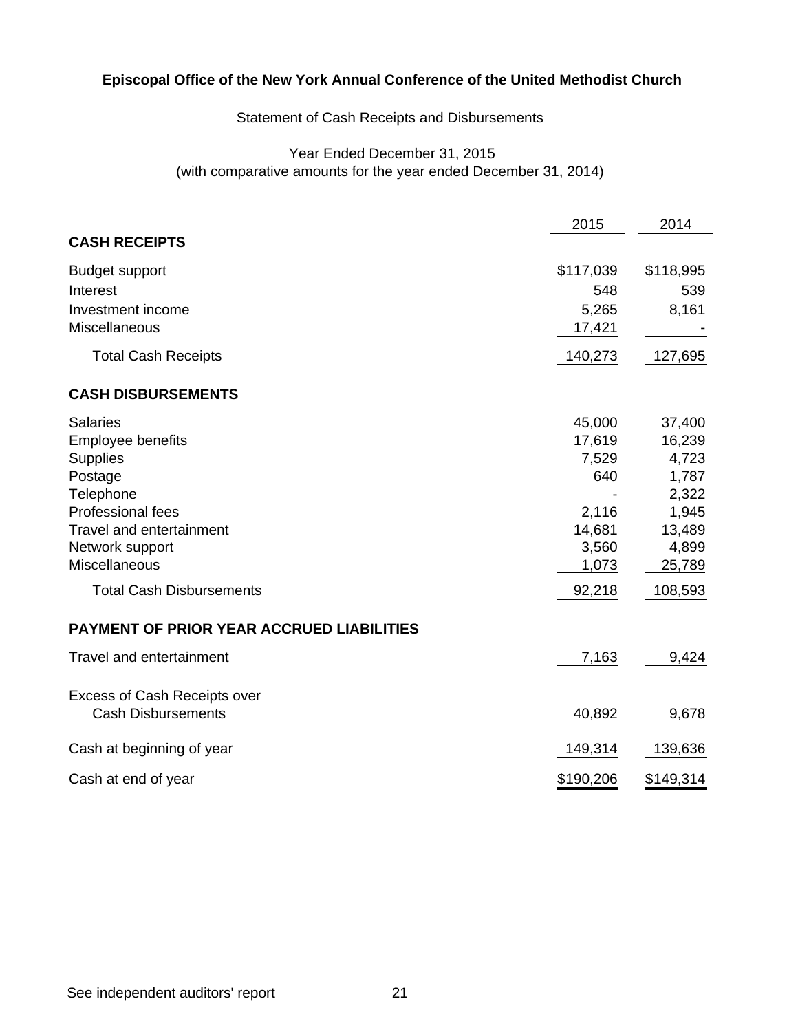**Episcopal Office of the New York Annual Conference of the United Methodist Church**

Statement of Cash Receipts and Disbursements

Year Ended December 31, 2015
(with comparative amounts for the year ended December 31, 2014)

| | 2015 | 2014 |
|---|---|---|
| **CASH RECEIPTS** | | |
| Budget support | $117,039 | $118,995 |
| Interest | 548 | 539 |
| Investment income | 5,265 | 8,161 |
| Miscellaneous | 17,421 | - |
| Total Cash Receipts | 140,273 | 127,695 |
| **CASH DISBURSEMENTS** | | |
| Salaries | 45,000 | 37,400 |
| Employee benefits | 17,619 | 16,239 |
| Supplies | 7,529 | 4,723 |
| Postage | 640 | 1,787 |
| Telephone | - | 2,322 |
| Professional fees | 2,116 | 1,945 |
| Travel and entertainment | 14,681 | 13,489 |
| Network support | 3,560 | 4,899 |
| Miscellaneous | 1,073 | 25,789 |
| Total Cash Disbursements | 92,218 | 108,593 |
| **PAYMENT OF PRIOR YEAR ACCRUED LIABILITIES** | | |
| Travel and entertainment | 7,163 | 9,424 |
| Excess of Cash Receipts over Cash Disbursements | 40,892 | 9,678 |
| Cash at beginning of year | 149,314 | 139,636 |
| Cash at end of year | $190,206 | $149,314 |

See independent auditors' report